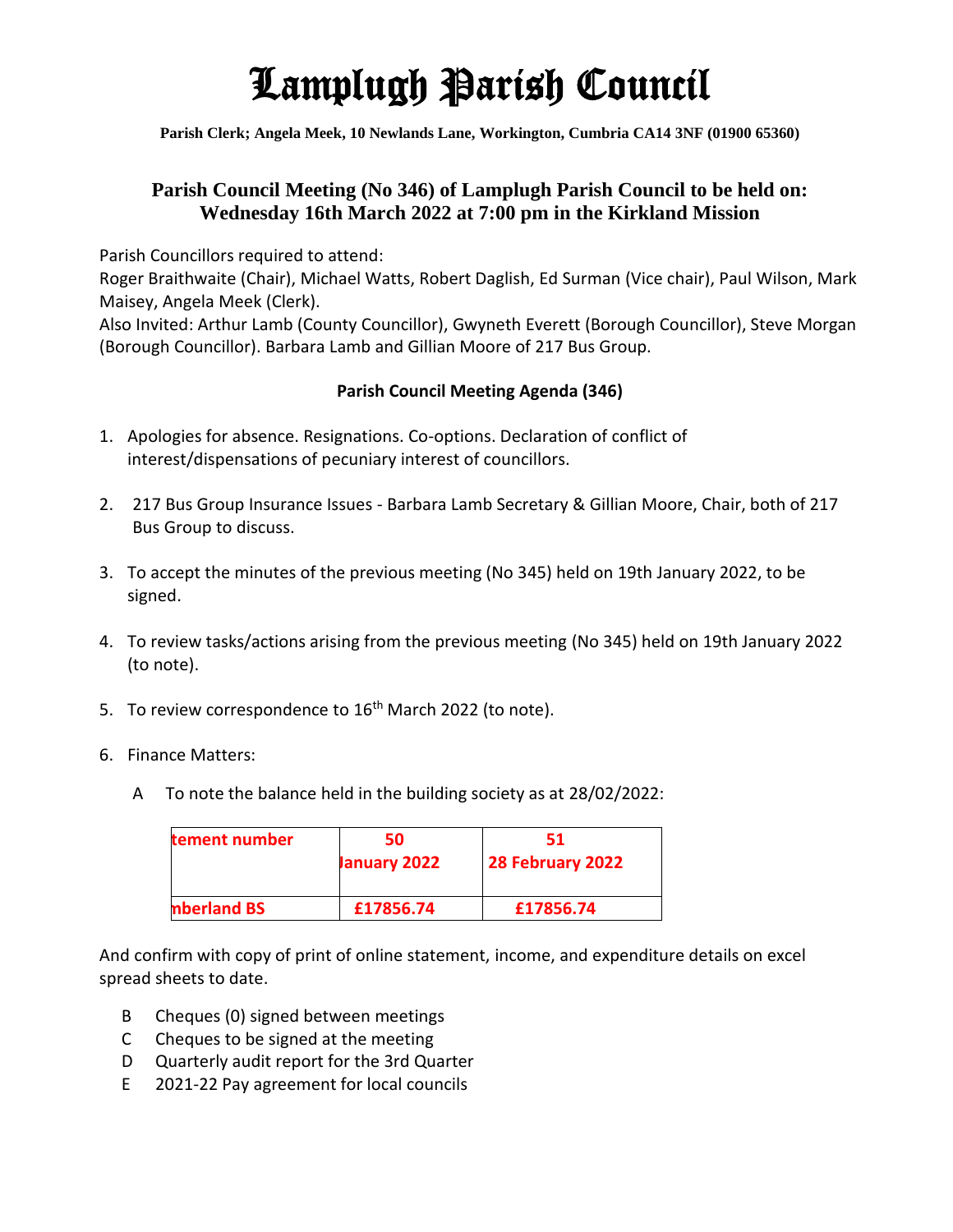# Lamplugh Parish Council

**Parish Clerk; Angela Meek, 10 Newlands Lane, Workington, Cumbria CA14 3NF (01900 65360)**

## Parish Council Meeting (No 346) of Lamplugh Parish Council to be held on: Wednesday 16th March 2022 at 7:00 pm in the Kirkland Mission

Parish Councillors required to attend:
Roger Braithwaite (Chair), Michael Watts, Robert Daglish, Ed Surman (Vice chair), Paul Wilson, Mark Maisey, Angela Meek (Clerk).
Also Invited: Arthur Lamb (County Councillor), Gwyneth Everett (Borough Councillor), Steve Morgan (Borough Councillor). Barbara Lamb and Gillian Moore of 217 Bus Group.

### Parish Council Meeting Agenda (346)

1. Apologies for absence. Resignations. Co-options. Declaration of conflict of interest/dispensations of pecuniary interest of councillors.

2. 217 Bus Group Insurance Issues - Barbara Lamb Secretary & Gillian Moore, Chair, both of 217 Bus Group to discuss.

3. To accept the minutes of the previous meeting (No 345) held on 19th January 2022, to be signed.

4. To review tasks/actions arising from the previous meeting (No 345) held on 19th January 2022 (to note).

5. To review correspondence to 16th March 2022 (to note).

6. Finance Matters:

   A To note the balance held in the building society as at 28/02/2022:

| tement number | 50 January 2022 | 51 28 February 2022 |
|---|---|---|
| nberland BS | £17856.74 | £17856.74 |

And confirm with copy of print of online statement, income, and expenditure details on excel spread sheets to date.

   B Cheques (0) signed between meetings
   C Cheques to be signed at the meeting
   D Quarterly audit report for the 3rd Quarter
   E 2021-22 Pay agreement for local councils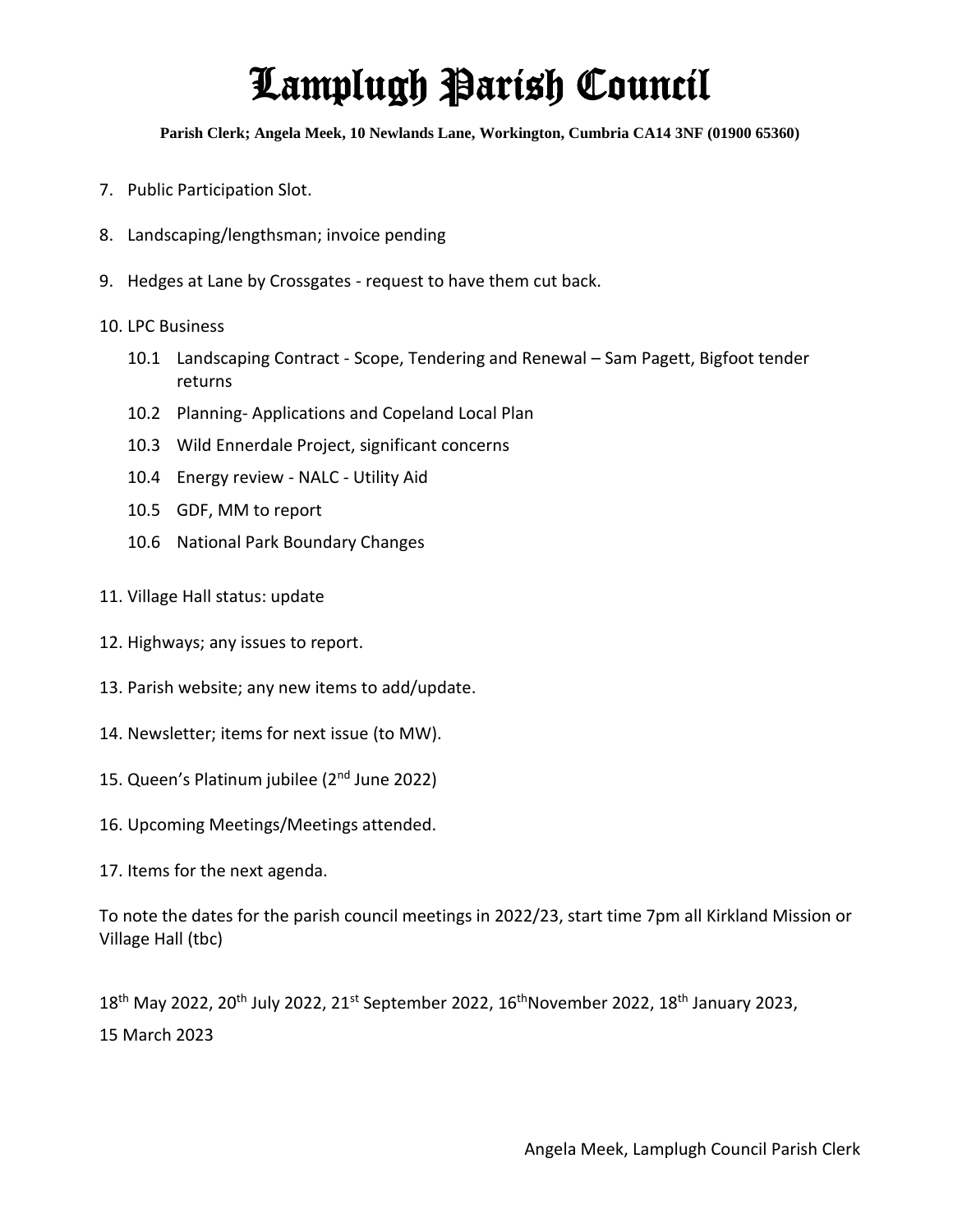# Lamplugh Parish Council

**Parish Clerk; Angela Meek, 10 Newlands Lane, Workington, Cumbria CA14 3NF (01900 65360)**

7. Public Participation Slot.

8. Landscaping/lengthsman; invoice pending

9. Hedges at Lane by Crossgates - request to have them cut back.

10. LPC Business
    - 10.1 Landscaping Contract - Scope, Tendering and Renewal – Sam Pagett, Bigfoot tender returns
    - 10.2 Planning- Applications and Copeland Local Plan
    - 10.3 Wild Ennerdale Project, significant concerns
    - 10.4 Energy review - NALC - Utility Aid
    - 10.5 GDF, MM to report
    - 10.6 National Park Boundary Changes

11. Village Hall status: update

12. Highways; any issues to report.

13. Parish website; any new items to add/update.

14. Newsletter; items for next issue (to MW).

15. Queen's Platinum jubilee (2nd June 2022)

16. Upcoming Meetings/Meetings attended.

17. Items for the next agenda.

To note the dates for the parish council meetings in 2022/23, start time 7pm all Kirkland Mission or Village Hall (tbc)

18th May 2022, 20th July 2022, 21st September 2022, 16thNovember 2022, 18th January 2023, 15 March 2023

Angela Meek, Lamplugh Council Parish Clerk